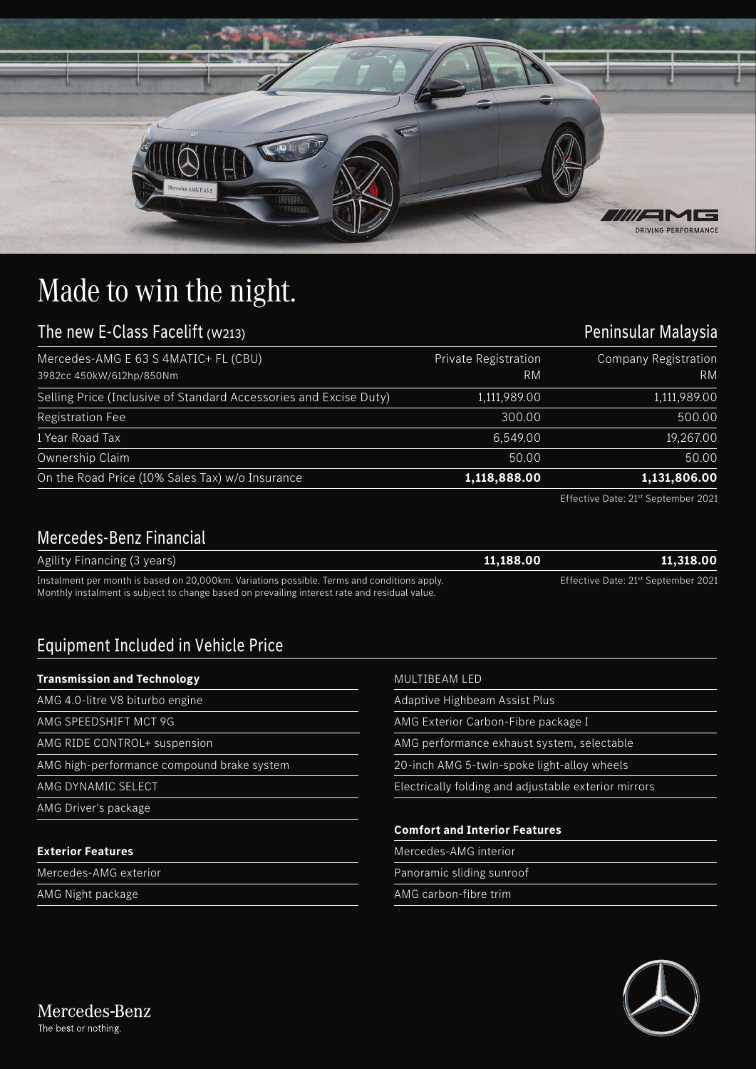# Made to win the night.

## The new E-Class Facelift (W213) — Peninsular Malaysia

| Mercedes-AMG E 63 S 4MATIC+ FL (CBU)<br>3982cc 450kW/612hp/850Nm | Private Registration<br>RM | Company Registration<br>RM |
|---|---:|---:|
| Selling Price (Inclusive of Standard Accessories and Excise Duty) | 1,111,989.00 | 1,111,989.00 |
| Registration Fee | 300.00 | 500.00 |
| 1 Year Road Tax | 6,549.00 | 19,267.00 |
| Ownership Claim | 50.00 | 50.00 |
| On the Road Price (10% Sales Tax) w/o Insurance | **1,118,888.00** | **1,131,806.00** |

Effective Date: 21st September 2021

## Mercedes-Benz Financial

| | | |
|---|---:|---:|
| Agility Financing (3 years) | **11,188.00** | **11,318.00** |

Instalment per month is based on 20,000km. Variations possible. Terms and conditions apply.
Monthly instalment is subject to change based on prevailing interest rate and residual value.

Effective Date: 21st September 2021

## Equipment Included in Vehicle Price

**Transmission and Technology**

- AMG 4.0-litre V8 biturbo engine
- AMG SPEEDSHIFT MCT 9G
- AMG RIDE CONTROL+ suspension
- AMG high-performance compound brake system
- AMG DYNAMIC SELECT
- AMG Driver's package

**Exterior Features**

- Mercedes-AMG exterior
- AMG Night package
- MULTIBEAM LED
- Adaptive Highbeam Assist Plus
- AMG Exterior Carbon-Fibre package I
- AMG performance exhaust system, selectable
- 20-inch AMG 5-twin-spoke light-alloy wheels
- Electrically folding and adjustable exterior mirrors

**Comfort and Interior Features**

- Mercedes-AMG interior
- Panoramic sliding sunroof
- AMG carbon-fibre trim

Mercedes-Benz
The best or nothing.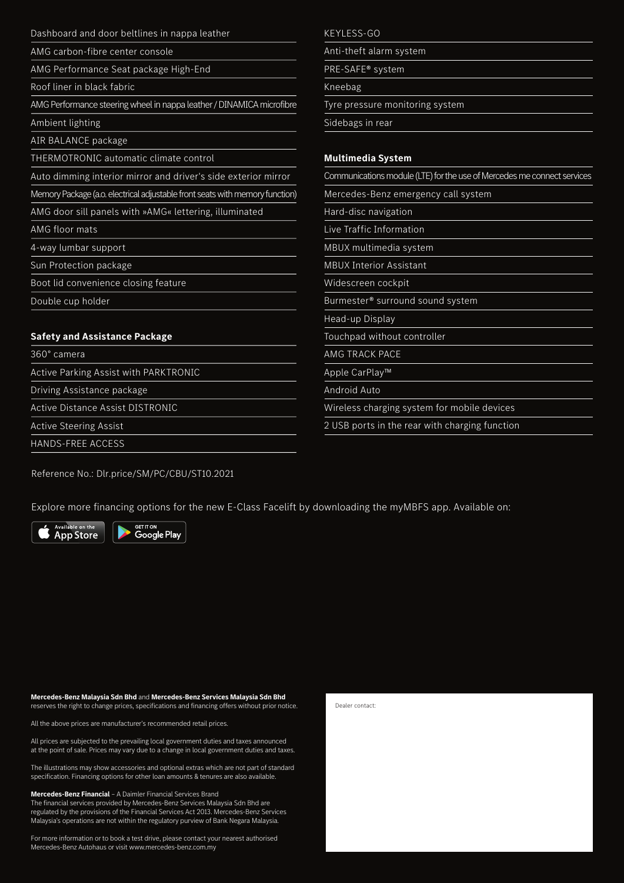Dashboard and door beltlines in nappa leather

AMG carbon-fibre center console

AMG Performance Seat package High-End

Roof liner in black fabric

AMG Performance steering wheel in nappa leather / DINAMICA microfibre

Ambient lighting

AIR BALANCE package

THERMOTRONIC automatic climate control

Auto dimming interior mirror and driver's side exterior mirror

Memory Package (a.o. electrical adjustable front seats with memory function)

AMG door sill panels with »AMG« lettering, illuminated

AMG floor mats

4-way lumbar support

Sun Protection package

Boot lid convenience closing feature

Double cup holder

**Safety and Assistance Package**

360° camera

Active Parking Assist with PARKTRONIC

Driving Assistance package

Active Distance Assist DISTRONIC

Active Steering Assist

HANDS-FREE ACCESS

KEYLESS-GO

Anti-theft alarm system

PRE-SAFE® system

Kneebag

Tyre pressure monitoring system

Sidebags in rear

**Multimedia System**

Communications module (LTE) for the use of Mercedes me connect services

Mercedes-Benz emergency call system

Hard-disc navigation

Live Traffic Information

MBUX multimedia system

MBUX Interior Assistant

Widescreen cockpit

Burmester® surround sound system

Head-up Display

Touchpad without controller

AMG TRACK PACE

Apple CarPlay™

Android Auto

Wireless charging system for mobile devices

2 USB ports in the rear with charging function

Reference No.: Dlr.price/SM/PC/CBU/ST10.2021

Explore more financing options for the new E-Class Facelift by downloading the myMBFS app. Available on:

Available on the App Store | GET IT ON Google Play

**Mercedes-Benz Malaysia Sdn Bhd** and **Mercedes-Benz Services Malaysia Sdn Bhd** reserves the right to change prices, specifications and financing offers without prior notice.

All the above prices are manufacturer's recommended retail prices.

All prices are subjected to the prevailing local government duties and taxes announced at the point of sale. Prices may vary due to a change in local government duties and taxes.

The illustrations may show accessories and optional extras which are not part of standard specification. Financing options for other loan amounts & tenures are also available.

**Mercedes-Benz Financial** – A Daimler Financial Services Brand
The financial services provided by Mercedes-Benz Services Malaysia Sdn Bhd are regulated by the provisions of the Financial Services Act 2013. Mercedes-Benz Services Malaysia's operations are not within the regulatory purview of Bank Negara Malaysia.

For more information or to book a test drive, please contact your nearest authorised Mercedes-Benz Autohaus or visit www.mercedes-benz.com.my

Dealer contact: